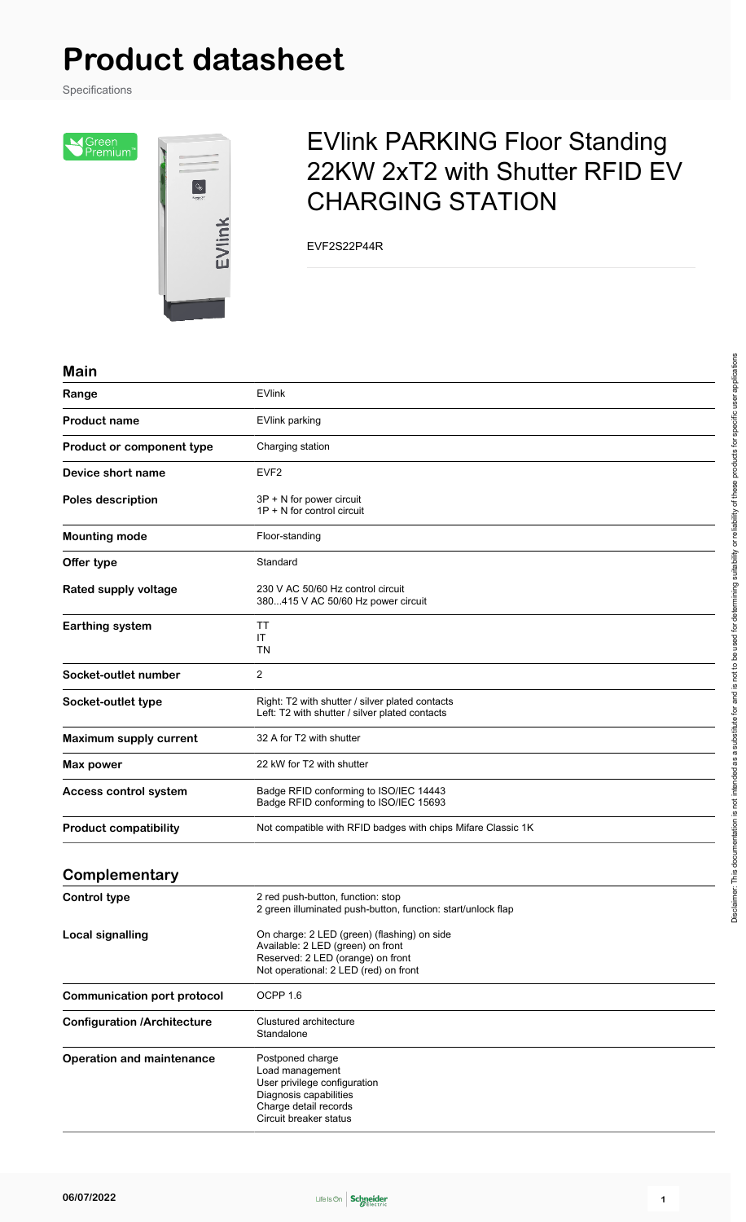# Product datasheet

Specifications

## EVlink PARKING Floor Standing 22KW 2xT2 with Shutter RFID EV CHARGING STATION

EVF2S22P44R

### Main

| | |
|---|---|
| **Range** | EVlink |
| **Product name** | EVlink parking |
| **Product or component type** | Charging station |
| **Device short name** | EVF2 |
| **Poles description** | 3P + N for power circuit<br>1P + N for control circuit |
| **Mounting mode** | Floor-standing |
| **Offer type** | Standard |
| **Rated supply voltage** | 230 V AC 50/60 Hz control circuit<br>380...415 V AC 50/60 Hz power circuit |
| **Earthing system** | TT<br>IT<br>TN |
| **Socket-outlet number** | 2 |
| **Socket-outlet type** | Right: T2 with shutter / silver plated contacts<br>Left: T2 with shutter / silver plated contacts |
| **Maximum supply current** | 32 A for T2 with shutter |
| **Max power** | 22 kW for T2 with shutter |
| **Access control system** | Badge RFID conforming to ISO/IEC 14443<br>Badge RFID conforming to ISO/IEC 15693 |
| **Product compatibility** | Not compatible with RFID badges with chips Mifare Classic 1K |

### Complementary

| | |
|---|---|
| **Control type** | 2 red push-button, function: stop<br>2 green illuminated push-button, function: start/unlock flap |
| **Local signalling** | On charge: 2 LED (green) (flashing) on side<br>Available: 2 LED (green) on front<br>Reserved: 2 LED (orange) on front<br>Not operational: 2 LED (red) on front |
| **Communication port protocol** | OCPP 1.6 |
| **Configuration /Architecture** | Clustured architecture<br>Standalone |
| **Operation and maintenance** | Postponed charge<br>Load management<br>User privilege configuration<br>Diagnosis capabilities<br>Charge detail records<br>Circuit breaker status |

Disclaimer: This documentation is not intended as a substitute for and is not to be used for determining suitability or reliability of these products for specific user applications

06/07/2022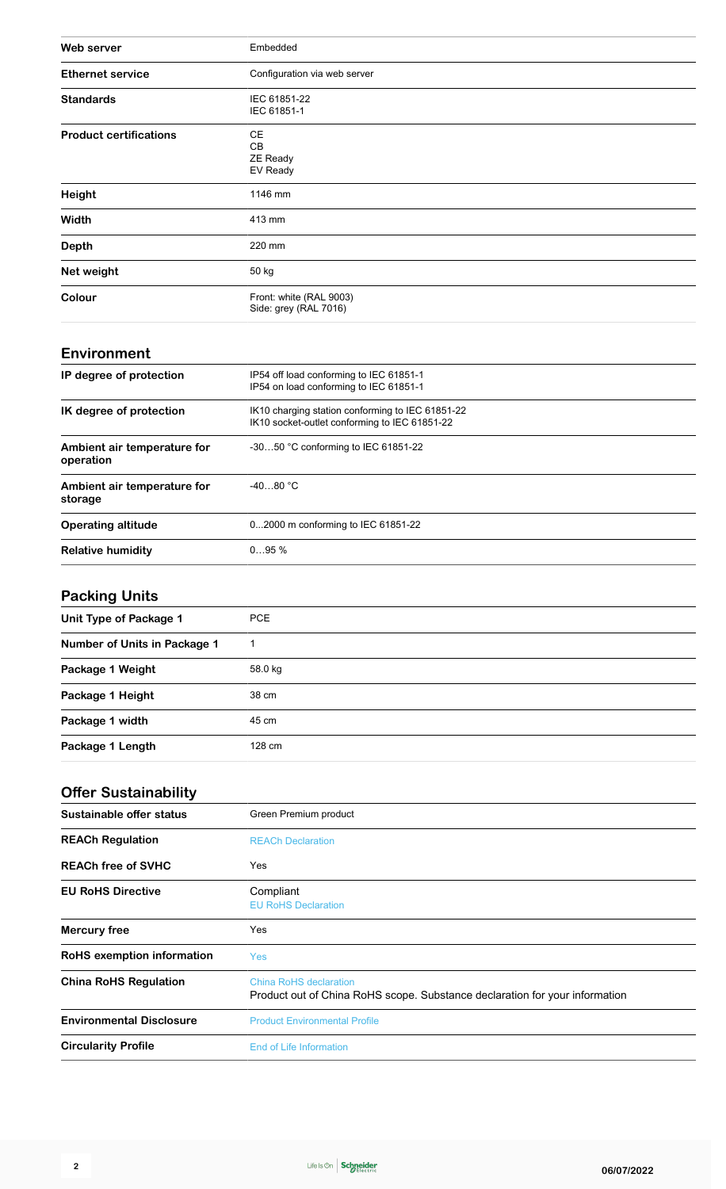| | |
|---|---|
| **Web server** | Embedded |
| **Ethernet service** | Configuration via web server |
| **Standards** | IEC 61851-22<br>IEC 61851-1 |
| **Product certifications** | CE<br>CB<br>ZE Ready<br>EV Ready |
| **Height** | 1146 mm |
| **Width** | 413 mm |
| **Depth** | 220 mm |
| **Net weight** | 50 kg |
| **Colour** | Front: white (RAL 9003)<br>Side: grey (RAL 7016) |

## Environment

| | |
|---|---|
| **IP degree of protection** | IP54 off load conforming to IEC 61851-1<br>IP54 on load conforming to IEC 61851-1 |
| **IK degree of protection** | IK10 charging station conforming to IEC 61851-22<br>IK10 socket-outlet conforming to IEC 61851-22 |
| **Ambient air temperature for operation** | -30…50 °C conforming to IEC 61851-22 |
| **Ambient air temperature for storage** | -40…80 °C |
| **Operating altitude** | 0...2000 m conforming to IEC 61851-22 |
| **Relative humidity** | 0…95 % |

## Packing Units

| | |
|---|---|
| **Unit Type of Package 1** | PCE |
| **Number of Units in Package 1** | 1 |
| **Package 1 Weight** | 58.0 kg |
| **Package 1 Height** | 38 cm |
| **Package 1 width** | 45 cm |
| **Package 1 Length** | 128 cm |

## Offer Sustainability

| | |
|---|---|
| **Sustainable offer status** | Green Premium product |
| **REACh Regulation** | REACh Declaration |
| **REACh free of SVHC** | Yes |
| **EU RoHS Directive** | Compliant<br>EU RoHS Declaration |
| **Mercury free** | Yes |
| **RoHS exemption information** | Yes |
| **China RoHS Regulation** | China RoHS declaration<br>Product out of China RoHS scope. Substance declaration for your information |
| **Environmental Disclosure** | Product Environmental Profile |
| **Circularity Profile** | End of Life Information |

06/07/2022